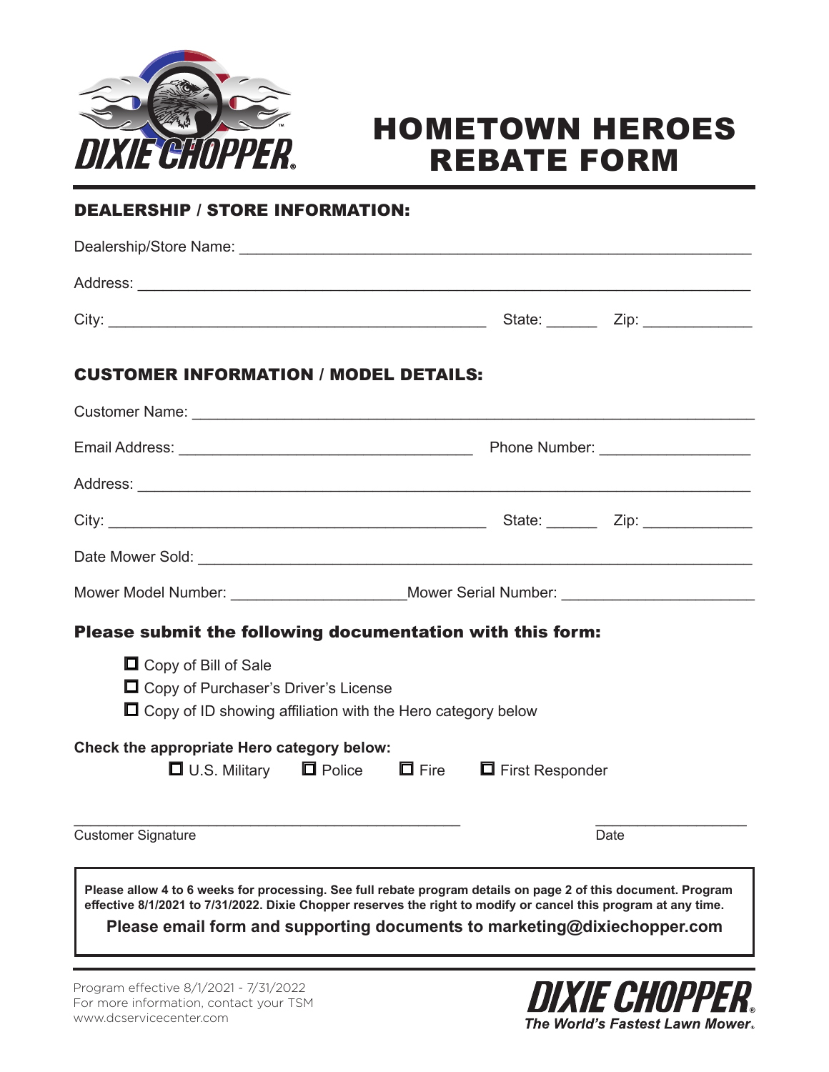# HOMETOWN HEROES REBATE FORM

## DEALERSHIP / STORE INFORMATION:

Dealership/Store Name: ___________________________________________________________

Address: _________________________________________________________________________

City: ____________________________________________ State: ______ Zip: _____________

## CUSTOMER INFORMATION / MODEL DETAILS:

Customer Name: ____________________________________________________________________

Email Address: ___________________________________ Phone Number: _________________

Address: _________________________________________________________________________

City: ____________________________________________ State: ______ Zip: _____________

Date Mower Sold: __________________________________________________________________

Mower Model Number: _____________________ Mower Serial Number: ______________________

### Please submit the following documentation with this form:

- ☐ Copy of Bill of Sale
- ☐ Copy of Purchaser's Driver's License
- ☐ Copy of ID showing affiliation with the Hero category below

**Check the appropriate Hero category below:**

☐ U.S. Military ☐ Police ☐ Fire ☐ First Responder

_______________________________________________ ___________________

Customer Signature Date

**Please allow 4 to 6 weeks for processing. See full rebate program details on page 2 of this document. Program effective 8/1/2021 to 7/31/2022. Dixie Chopper reserves the right to modify or cancel this program at any time.**

**Please email form and supporting documents to marketing@dixiechopper.com**

Program effective 8/1/2021 - 7/31/2022
For more information, contact your TSM
www.dcservicecenter.com

DIXIE CHOPPER®
*The World's Fastest Lawn Mower®*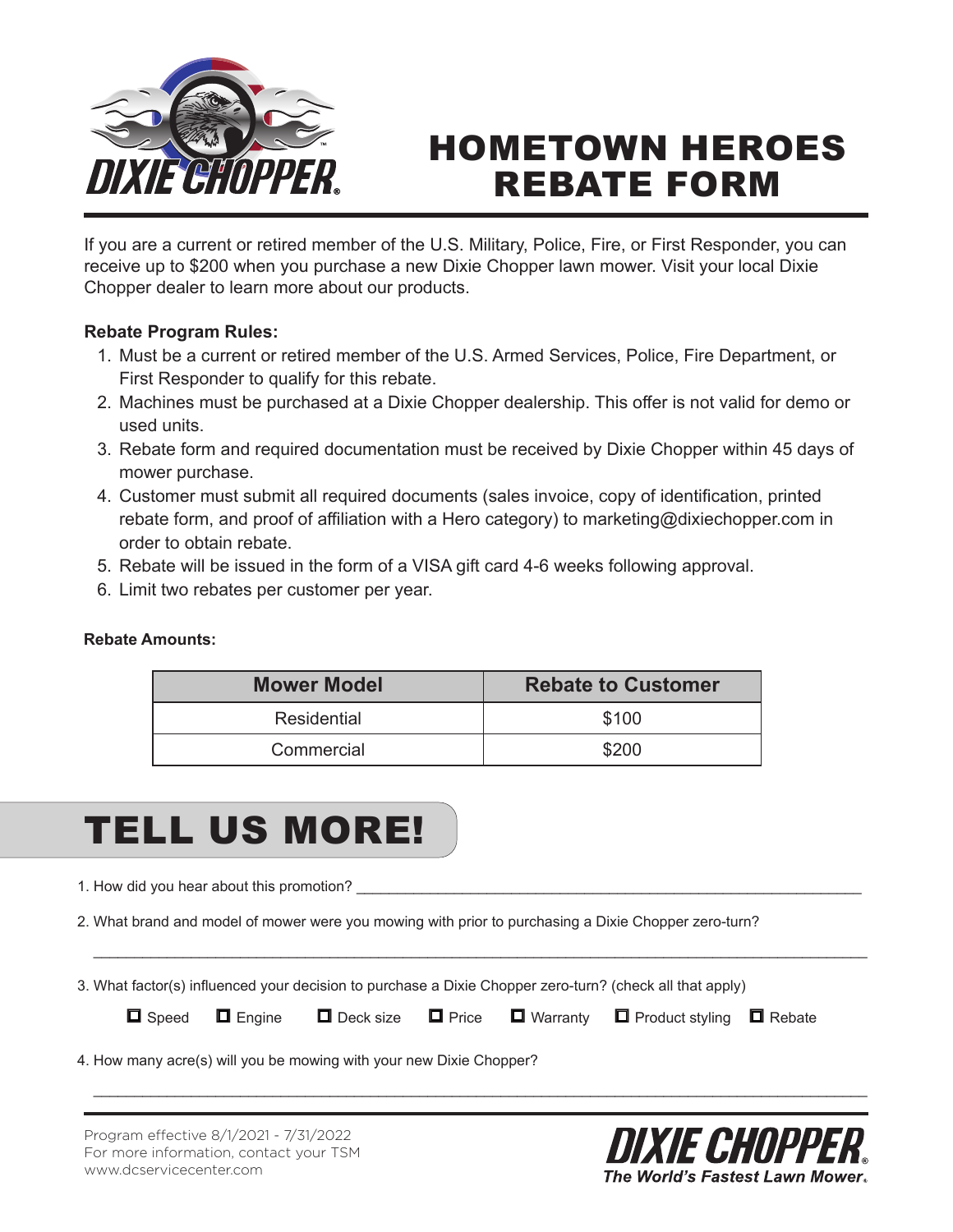# HOMETOWN HEROES REBATE FORM

If you are a current or retired member of the U.S. Military, Police, Fire, or First Responder, you can receive up to $200 when you purchase a new Dixie Chopper lawn mower. Visit your local Dixie Chopper dealer to learn more about our products.

**Rebate Program Rules:**

1. Must be a current or retired member of the U.S. Armed Services, Police, Fire Department, or First Responder to qualify for this rebate.
2. Machines must be purchased at a Dixie Chopper dealership. This offer is not valid for demo or used units.
3. Rebate form and required documentation must be received by Dixie Chopper within 45 days of mower purchase.
4. Customer must submit all required documents (sales invoice, copy of identification, printed rebate form, and proof of affiliation with a Hero category) to marketing@dixiechopper.com in order to obtain rebate.
5. Rebate will be issued in the form of a VISA gift card 4-6 weeks following approval.
6. Limit two rebates per customer per year.

**Rebate Amounts:**

| Mower Model | Rebate to Customer |
|---|---|
| Residential | $100 |
| Commercial | $200 |

# TELL US MORE!

1. How did you hear about this promotion? ______________________________________________

2. What brand and model of mower were you mowing with prior to purchasing a Dixie Chopper zero-turn?

______________________________________________________________________

3. What factor(s) influenced your decision to purchase a Dixie Chopper zero-turn? (check all that apply)

☐ Speed ☐ Engine ☐ Deck size ☐ Price ☐ Warranty ☐ Product styling ☐ Rebate

4. How many acre(s) will you be mowing with your new Dixie Chopper?

______________________________________________________________________

Program effective 8/1/2021 - 7/31/2022
For more information, contact your TSM
www.dcservicecenter.com

DIXIE CHOPPER®
*The World's Fastest Lawn Mower®*